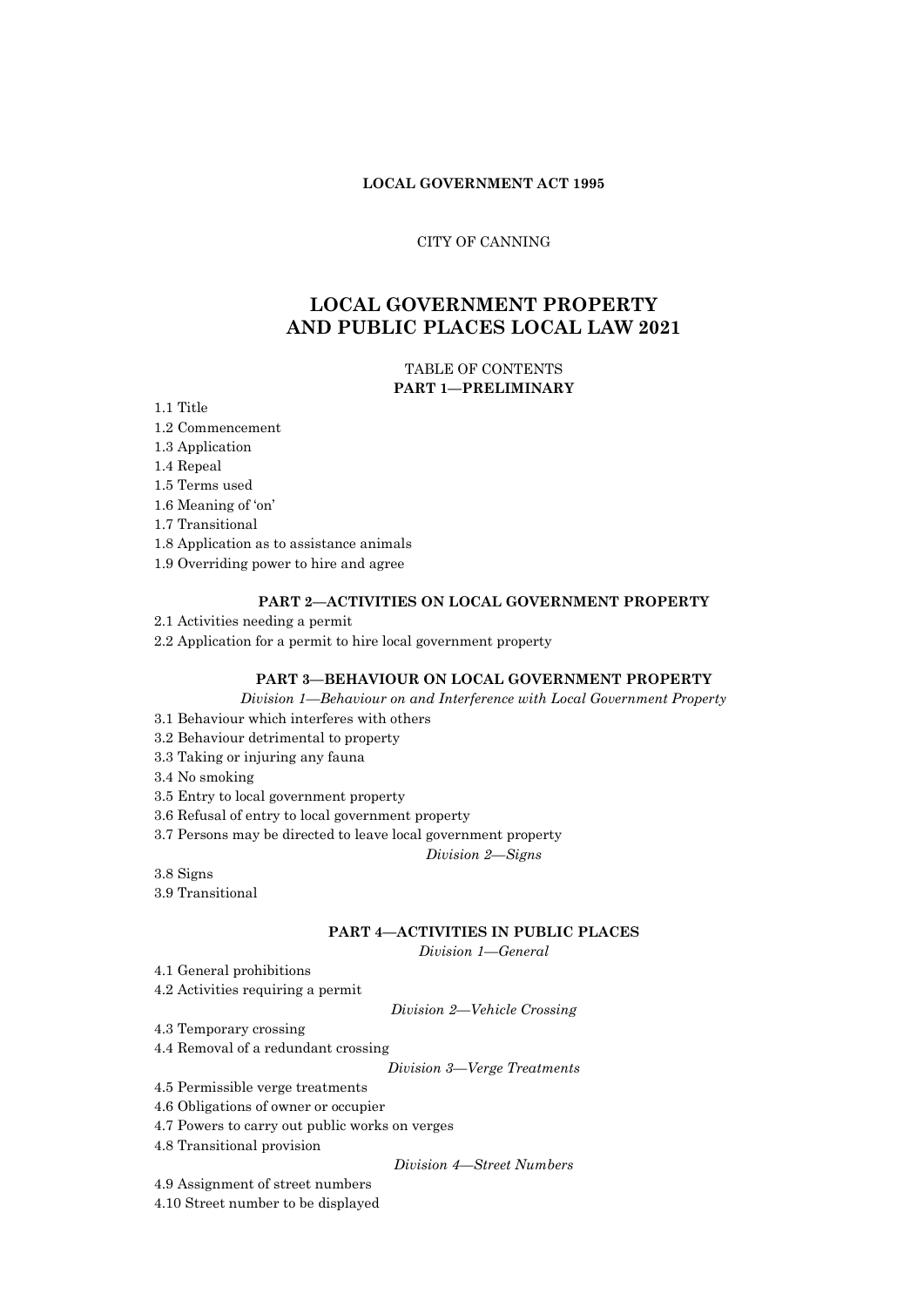**LOCAL GOVERNMENT ACT 1995**

CITY OF CANNING

# LOCAL GOVERNMENT PROPERTY AND PUBLIC PLACES LOCAL LAW 2021

TABLE OF CONTENTS

**PART 1—PRELIMINARY**

1.1 Title
1.2 Commencement
1.3 Application
1.4 Repeal
1.5 Terms used
1.6 Meaning of 'on'
1.7 Transitional
1.8 Application as to assistance animals
1.9 Overriding power to hire and agree

**PART 2—ACTIVITIES ON LOCAL GOVERNMENT PROPERTY**

2.1 Activities needing a permit
2.2 Application for a permit to hire local government property

**PART 3—BEHAVIOUR ON LOCAL GOVERNMENT PROPERTY**

*Division 1—Behaviour on and Interference with Local Government Property*

3.1 Behaviour which interferes with others
3.2 Behaviour detrimental to property
3.3 Taking or injuring any fauna
3.4 No smoking
3.5 Entry to local government property
3.6 Refusal of entry to local government property
3.7 Persons may be directed to leave local government property

*Division 2—Signs*

3.8 Signs
3.9 Transitional

**PART 4—ACTIVITIES IN PUBLIC PLACES**

*Division 1—General*

4.1 General prohibitions
4.2 Activities requiring a permit

*Division 2—Vehicle Crossing*

4.3 Temporary crossing
4.4 Removal of a redundant crossing

*Division 3—Verge Treatments*

4.5 Permissible verge treatments
4.6 Obligations of owner or occupier
4.7 Powers to carry out public works on verges
4.8 Transitional provision

*Division 4—Street Numbers*

4.9 Assignment of street numbers
4.10 Street number to be displayed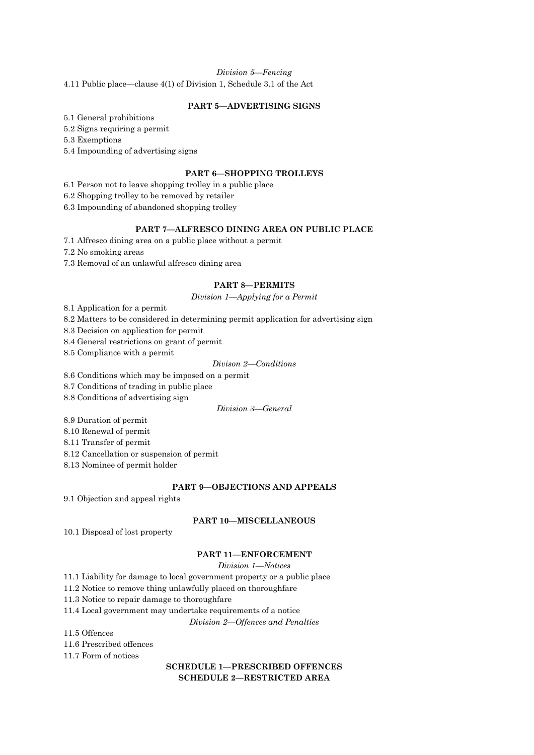*Division 5—Fencing*

4.11 Public place—clause 4(1) of Division 1, Schedule 3.1 of the Act

## PART 5—ADVERTISING SIGNS

5.1 General prohibitions

5.2 Signs requiring a permit

5.3 Exemptions

5.4 Impounding of advertising signs

## PART 6—SHOPPING TROLLEYS

6.1 Person not to leave shopping trolley in a public place

6.2 Shopping trolley to be removed by retailer

6.3 Impounding of abandoned shopping trolley

## PART 7—ALFRESCO DINING AREA ON PUBLIC PLACE

7.1 Alfresco dining area on a public place without a permit

7.2 No smoking areas

7.3 Removal of an unlawful alfresco dining area

## PART 8—PERMITS

*Division 1—Applying for a Permit*

8.1 Application for a permit

8.2 Matters to be considered in determining permit application for advertising sign

8.3 Decision on application for permit

8.4 General restrictions on grant of permit

8.5 Compliance with a permit

*Divison 2—Conditions*

8.6 Conditions which may be imposed on a permit

8.7 Conditions of trading in public place

8.8 Conditions of advertising sign

*Division 3—General*

8.9 Duration of permit

8.10 Renewal of permit

8.11 Transfer of permit

8.12 Cancellation or suspension of permit

8.13 Nominee of permit holder

## PART 9—OBJECTIONS AND APPEALS

9.1 Objection and appeal rights

## PART 10—MISCELLANEOUS

10.1 Disposal of lost property

## PART 11—ENFORCEMENT

*Division 1—Notices*

11.1 Liability for damage to local government property or a public place

11.2 Notice to remove thing unlawfully placed on thoroughfare

11.3 Notice to repair damage to thoroughfare

11.4 Local government may undertake requirements of a notice

*Division 2—Offences and Penalties*

11.5 Offences

11.6 Prescribed offences

11.7 Form of notices

## SCHEDULE 1—PRESCRIBED OFFENCES

## SCHEDULE 2—RESTRICTED AREA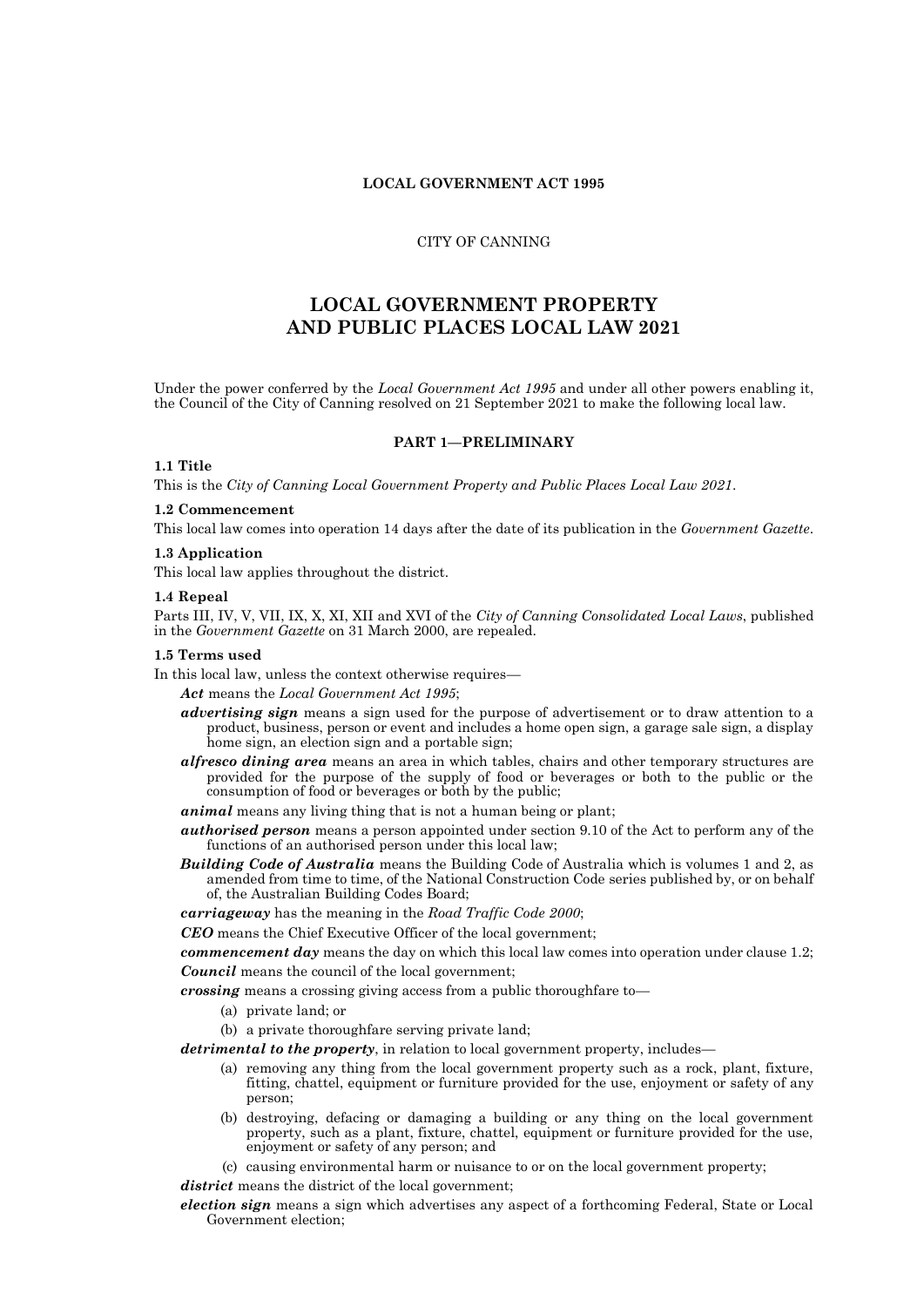**LOCAL GOVERNMENT ACT 1995**

CITY OF CANNING

# LOCAL GOVERNMENT PROPERTY AND PUBLIC PLACES LOCAL LAW 2021

Under the power conferred by the *Local Government Act 1995* and under all other powers enabling it, the Council of the City of Canning resolved on 21 September 2021 to make the following local law.

## PART 1—PRELIMINARY

### 1.1 Title

This is the *City of Canning Local Government Property and Public Places Local Law 2021*.

### 1.2 Commencement

This local law comes into operation 14 days after the date of its publication in the *Government Gazette*.

### 1.3 Application

This local law applies throughout the district.

### 1.4 Repeal

Parts III, IV, V, VII, IX, X, XI, XII and XVI of the *City of Canning Consolidated Local Laws*, published in the *Government Gazette* on 31 March 2000, are repealed.

### 1.5 Terms used

In this local law, unless the context otherwise requires—

***Act*** means the *Local Government Act 1995*;

***advertising sign*** means a sign used for the purpose of advertisement or to draw attention to a product, business, person or event and includes a home open sign, a garage sale sign, a display home sign, an election sign and a portable sign;

***alfresco dining area*** means an area in which tables, chairs and other temporary structures are provided for the purpose of the supply of food or beverages or both to the public or the consumption of food or beverages or both by the public;

***animal*** means any living thing that is not a human being or plant;

***authorised person*** means a person appointed under section 9.10 of the Act to perform any of the functions of an authorised person under this local law;

***Building Code of Australia*** means the Building Code of Australia which is volumes 1 and 2, as amended from time to time, of the National Construction Code series published by, or on behalf of, the Australian Building Codes Board;

***carriageway*** has the meaning in the *Road Traffic Code 2000*;

***CEO*** means the Chief Executive Officer of the local government;

***commencement day*** means the day on which this local law comes into operation under clause 1.2;

***Council*** means the council of the local government;

***crossing*** means a crossing giving access from a public thoroughfare to—

(a) private land; or

(b) a private thoroughfare serving private land;

***detrimental to the property***, in relation to local government property, includes—

(a) removing any thing from the local government property such as a rock, plant, fixture, fitting, chattel, equipment or furniture provided for the use, enjoyment or safety of any person;

(b) destroying, defacing or damaging a building or any thing on the local government property, such as a plant, fixture, chattel, equipment or furniture provided for the use, enjoyment or safety of any person; and

(c) causing environmental harm or nuisance to or on the local government property;

***district*** means the district of the local government;

***election sign*** means a sign which advertises any aspect of a forthcoming Federal, State or Local Government election;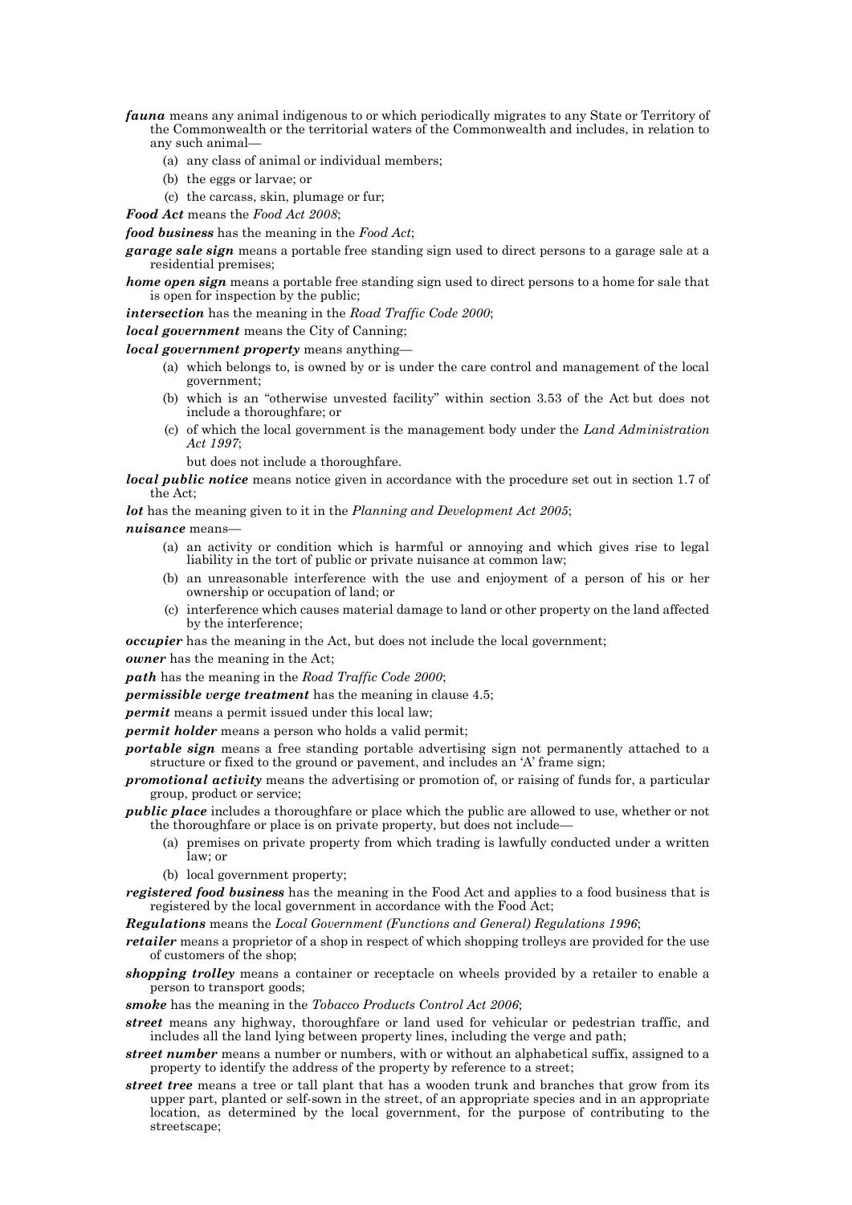***fauna*** means any animal indigenous to or which periodically migrates to any State or Territory of the Commonwealth or the territorial waters of the Commonwealth and includes, in relation to any such animal—

(a) any class of animal or individual members;

(b) the eggs or larvae; or

(c) the carcass, skin, plumage or fur;

***Food Act*** means the *Food Act 2008*;

***food business*** has the meaning in the *Food Act*;

***garage sale sign*** means a portable free standing sign used to direct persons to a garage sale at a residential premises;

***home open sign*** means a portable free standing sign used to direct persons to a home for sale that is open for inspection by the public;

***intersection*** has the meaning in the *Road Traffic Code 2000*;

***local government*** means the City of Canning;

***local government property*** means anything—

(a) which belongs to, is owned by or is under the care control and management of the local government;

(b) which is an "otherwise unvested facility" within section 3.53 of the Act but does not include a thoroughfare; or

(c) of which the local government is the management body under the *Land Administration Act 1997*;

but does not include a thoroughfare.

***local public notice*** means notice given in accordance with the procedure set out in section 1.7 of the Act;

***lot*** has the meaning given to it in the *Planning and Development Act 2005*;

***nuisance*** means—

(a) an activity or condition which is harmful or annoying and which gives rise to legal liability in the tort of public or private nuisance at common law;

(b) an unreasonable interference with the use and enjoyment of a person of his or her ownership or occupation of land; or

(c) interference which causes material damage to land or other property on the land affected by the interference;

***occupier*** has the meaning in the Act, but does not include the local government;

***owner*** has the meaning in the Act;

***path*** has the meaning in the *Road Traffic Code 2000*;

***permissible verge treatment*** has the meaning in clause 4.5;

***permit*** means a permit issued under this local law;

***permit holder*** means a person who holds a valid permit;

***portable sign*** means a free standing portable advertising sign not permanently attached to a structure or fixed to the ground or pavement, and includes an 'A' frame sign;

***promotional activity*** means the advertising or promotion of, or raising of funds for, a particular group, product or service;

***public place*** includes a thoroughfare or place which the public are allowed to use, whether or not the thoroughfare or place is on private property, but does not include—

(a) premises on private property from which trading is lawfully conducted under a written law; or

(b) local government property;

***registered food business*** has the meaning in the Food Act and applies to a food business that is registered by the local government in accordance with the Food Act;

***Regulations*** means the *Local Government (Functions and General) Regulations 1996*;

***retailer*** means a proprietor of a shop in respect of which shopping trolleys are provided for the use of customers of the shop;

***shopping trolley*** means a container or receptacle on wheels provided by a retailer to enable a person to transport goods;

***smoke*** has the meaning in the *Tobacco Products Control Act 2006*;

***street*** means any highway, thoroughfare or land used for vehicular or pedestrian traffic, and includes all the land lying between property lines, including the verge and path;

***street number*** means a number or numbers, with or without an alphabetical suffix, assigned to a property to identify the address of the property by reference to a street;

***street tree*** means a tree or tall plant that has a wooden trunk and branches that grow from its upper part, planted or self-sown in the street, of an appropriate species and in an appropriate location, as determined by the local government, for the purpose of contributing to the streetscape;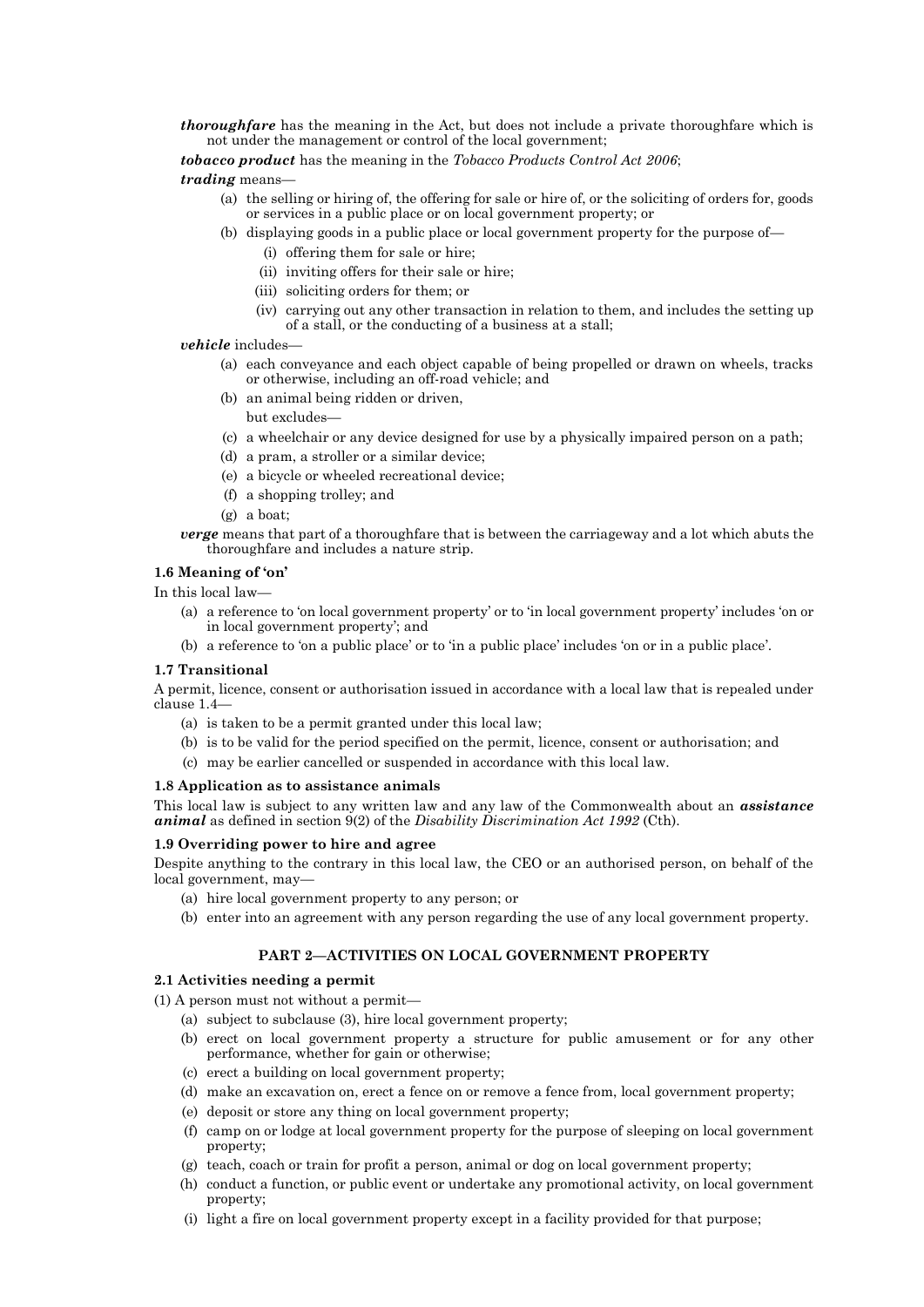***thoroughfare*** has the meaning in the Act, but does not include a private thoroughfare which is not under the management or control of the local government;

***tobacco product*** has the meaning in the *Tobacco Products Control Act 2006*;

***trading*** means—

- (a) the selling or hiring of, the offering for sale or hire of, or the soliciting of orders for, goods or services in a public place or on local government property; or
- (b) displaying goods in a public place or local government property for the purpose of—
  - (i) offering them for sale or hire;
  - (ii) inviting offers for their sale or hire;
  - (iii) soliciting orders for them; or
  - (iv) carrying out any other transaction in relation to them, and includes the setting up of a stall, or the conducting of a business at a stall;

***vehicle*** includes—

- (a) each conveyance and each object capable of being propelled or drawn on wheels, tracks or otherwise, including an off-road vehicle; and
- (b) an animal being ridden or driven,

  but excludes—
- (c) a wheelchair or any device designed for use by a physically impaired person on a path;
- (d) a pram, a stroller or a similar device;
- (e) a bicycle or wheeled recreational device;
- (f) a shopping trolley; and
- (g) a boat;

***verge*** means that part of a thoroughfare that is between the carriageway and a lot which abuts the thoroughfare and includes a nature strip.

### 1.6 Meaning of 'on'

In this local law—

- (a) a reference to 'on local government property' or to 'in local government property' includes 'on or in local government property'; and
- (b) a reference to 'on a public place' or to 'in a public place' includes 'on or in a public place'.

### 1.7 Transitional

A permit, licence, consent or authorisation issued in accordance with a local law that is repealed under clause 1.4—

- (a) is taken to be a permit granted under this local law;
- (b) is to be valid for the period specified on the permit, licence, consent or authorisation; and
- (c) may be earlier cancelled or suspended in accordance with this local law.

### 1.8 Application as to assistance animals

This local law is subject to any written law and any law of the Commonwealth about an ***assistance animal*** as defined in section 9(2) of the *Disability Discrimination Act 1992* (Cth).

### 1.9 Overriding power to hire and agree

Despite anything to the contrary in this local law, the CEO or an authorised person, on behalf of the local government, may—

- (a) hire local government property to any person; or
- (b) enter into an agreement with any person regarding the use of any local government property.

## PART 2—ACTIVITIES ON LOCAL GOVERNMENT PROPERTY

### 2.1 Activities needing a permit

(1) A person must not without a permit—

- (a) subject to subclause (3), hire local government property;
- (b) erect on local government property a structure for public amusement or for any other performance, whether for gain or otherwise;
- (c) erect a building on local government property;
- (d) make an excavation on, erect a fence on or remove a fence from, local government property;
- (e) deposit or store any thing on local government property;
- (f) camp on or lodge at local government property for the purpose of sleeping on local government property;
- (g) teach, coach or train for profit a person, animal or dog on local government property;
- (h) conduct a function, or public event or undertake any promotional activity, on local government property;
- (i) light a fire on local government property except in a facility provided for that purpose;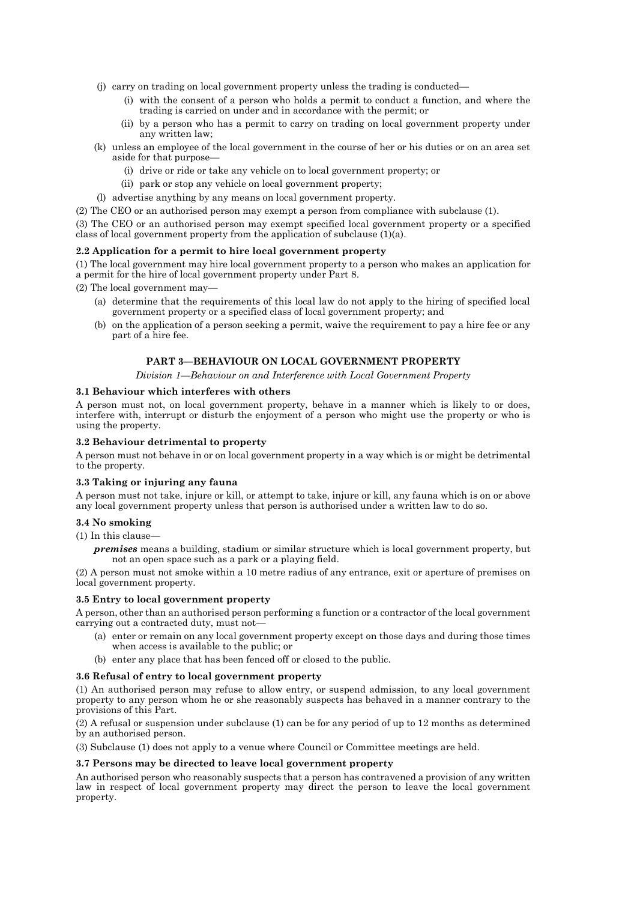(j) carry on trading on local government property unless the trading is conducted—

(i) with the consent of a person who holds a permit to conduct a function, and where the trading is carried on under and in accordance with the permit; or

(ii) by a person who has a permit to carry on trading on local government property under any written law;

(k) unless an employee of the local government in the course of her or his duties or on an area set aside for that purpose—

(i) drive or ride or take any vehicle on to local government property; or

(ii) park or stop any vehicle on local government property;

(l) advertise anything by any means on local government property.

(2) The CEO or an authorised person may exempt a person from compliance with subclause (1).

(3) The CEO or an authorised person may exempt specified local government property or a specified class of local government property from the application of subclause (1)(a).

**2.2 Application for a permit to hire local government property**

(1) The local government may hire local government property to a person who makes an application for a permit for the hire of local government property under Part 8.

(2) The local government may—

(a) determine that the requirements of this local law do not apply to the hiring of specified local government property or a specified class of local government property; and

(b) on the application of a person seeking a permit, waive the requirement to pay a hire fee or any part of a hire fee.

## PART 3—BEHAVIOUR ON LOCAL GOVERNMENT PROPERTY

*Division 1—Behaviour on and Interference with Local Government Property*

**3.1 Behaviour which interferes with others**

A person must not, on local government property, behave in a manner which is likely to or does, interfere with, interrupt or disturb the enjoyment of a person who might use the property or who is using the property.

**3.2 Behaviour detrimental to property**

A person must not behave in or on local government property in a way which is or might be detrimental to the property.

**3.3 Taking or injuring any fauna**

A person must not take, injure or kill, or attempt to take, injure or kill, any fauna which is on or above any local government property unless that person is authorised under a written law to do so.

**3.4 No smoking**

(1) In this clause—

***premises*** means a building, stadium or similar structure which is local government property, but not an open space such as a park or a playing field.

(2) A person must not smoke within a 10 metre radius of any entrance, exit or aperture of premises on local government property.

**3.5 Entry to local government property**

A person, other than an authorised person performing a function or a contractor of the local government carrying out a contracted duty, must not—

(a) enter or remain on any local government property except on those days and during those times when access is available to the public; or

(b) enter any place that has been fenced off or closed to the public.

**3.6 Refusal of entry to local government property**

(1) An authorised person may refuse to allow entry, or suspend admission, to any local government property to any person whom he or she reasonably suspects has behaved in a manner contrary to the provisions of this Part.

(2) A refusal or suspension under subclause (1) can be for any period of up to 12 months as determined by an authorised person.

(3) Subclause (1) does not apply to a venue where Council or Committee meetings are held.

**3.7 Persons may be directed to leave local government property**

An authorised person who reasonably suspects that a person has contravened a provision of any written law in respect of local government property may direct the person to leave the local government property.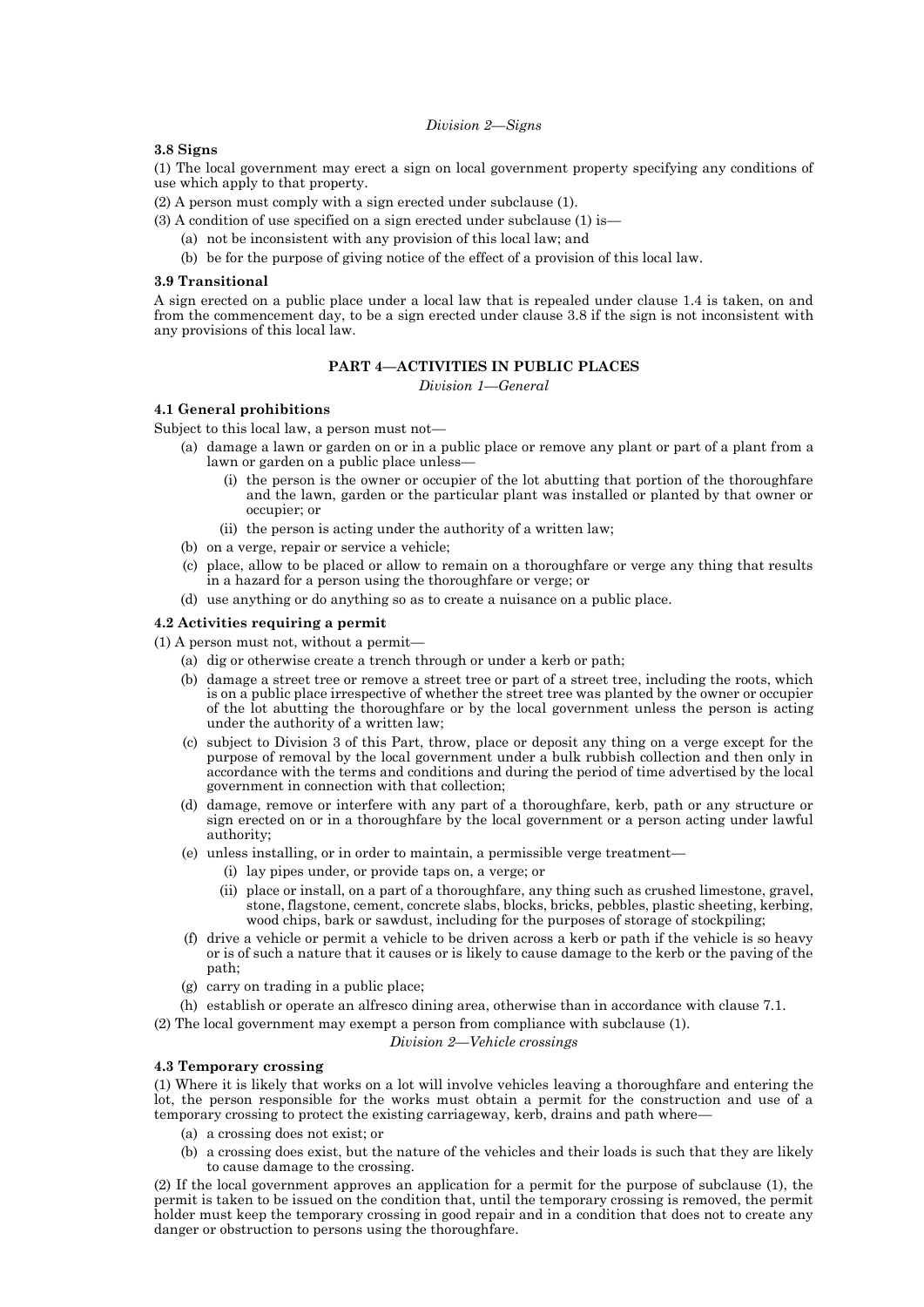*Division 2—Signs*

**3.8 Signs**

(1) The local government may erect a sign on local government property specifying any conditions of use which apply to that property.

(2) A person must comply with a sign erected under subclause (1).

(3) A condition of use specified on a sign erected under subclause (1) is—

- (a) not be inconsistent with any provision of this local law; and
- (b) be for the purpose of giving notice of the effect of a provision of this local law.

**3.9 Transitional**

A sign erected on a public place under a local law that is repealed under clause 1.4 is taken, on and from the commencement day, to be a sign erected under clause 3.8 if the sign is not inconsistent with any provisions of this local law.

## PART 4—ACTIVITIES IN PUBLIC PLACES

*Division 1—General*

**4.1 General prohibitions**

Subject to this local law, a person must not—

- (a) damage a lawn or garden on or in a public place or remove any plant or part of a plant from a lawn or garden on a public place unless—
  - (i) the person is the owner or occupier of the lot abutting that portion of the thoroughfare and the lawn, garden or the particular plant was installed or planted by that owner or occupier; or
  - (ii) the person is acting under the authority of a written law;
- (b) on a verge, repair or service a vehicle;
- (c) place, allow to be placed or allow to remain on a thoroughfare or verge any thing that results in a hazard for a person using the thoroughfare or verge; or
- (d) use anything or do anything so as to create a nuisance on a public place.

**4.2 Activities requiring a permit**

(1) A person must not, without a permit—

- (a) dig or otherwise create a trench through or under a kerb or path;
- (b) damage a street tree or remove a street tree or part of a street tree, including the roots, which is on a public place irrespective of whether the street tree was planted by the owner or occupier of the lot abutting the thoroughfare or by the local government unless the person is acting under the authority of a written law;
- (c) subject to Division 3 of this Part, throw, place or deposit any thing on a verge except for the purpose of removal by the local government under a bulk rubbish collection and then only in accordance with the terms and conditions and during the period of time advertised by the local government in connection with that collection;
- (d) damage, remove or interfere with any part of a thoroughfare, kerb, path or any structure or sign erected on or in a thoroughfare by the local government or a person acting under lawful authority;
- (e) unless installing, or in order to maintain, a permissible verge treatment—
  - (i) lay pipes under, or provide taps on, a verge; or
  - (ii) place or install, on a part of a thoroughfare, any thing such as crushed limestone, gravel, stone, flagstone, cement, concrete slabs, blocks, bricks, pebbles, plastic sheeting, kerbing, wood chips, bark or sawdust, including for the purposes of storage of stockpiling;
- (f) drive a vehicle or permit a vehicle to be driven across a kerb or path if the vehicle is so heavy or is of such a nature that it causes or is likely to cause damage to the kerb or the paving of the path;
- (g) carry on trading in a public place;
- (h) establish or operate an alfresco dining area, otherwise than in accordance with clause 7.1.

(2) The local government may exempt a person from compliance with subclause (1).

*Division 2—Vehicle crossings*

**4.3 Temporary crossing**

(1) Where it is likely that works on a lot will involve vehicles leaving a thoroughfare and entering the lot, the person responsible for the works must obtain a permit for the construction and use of a temporary crossing to protect the existing carriageway, kerb, drains and path where—

- (a) a crossing does not exist; or
- (b) a crossing does exist, but the nature of the vehicles and their loads is such that they are likely to cause damage to the crossing.

(2) If the local government approves an application for a permit for the purpose of subclause (1), the permit is taken to be issued on the condition that, until the temporary crossing is removed, the permit holder must keep the temporary crossing in good repair and in a condition that does not to create any danger or obstruction to persons using the thoroughfare.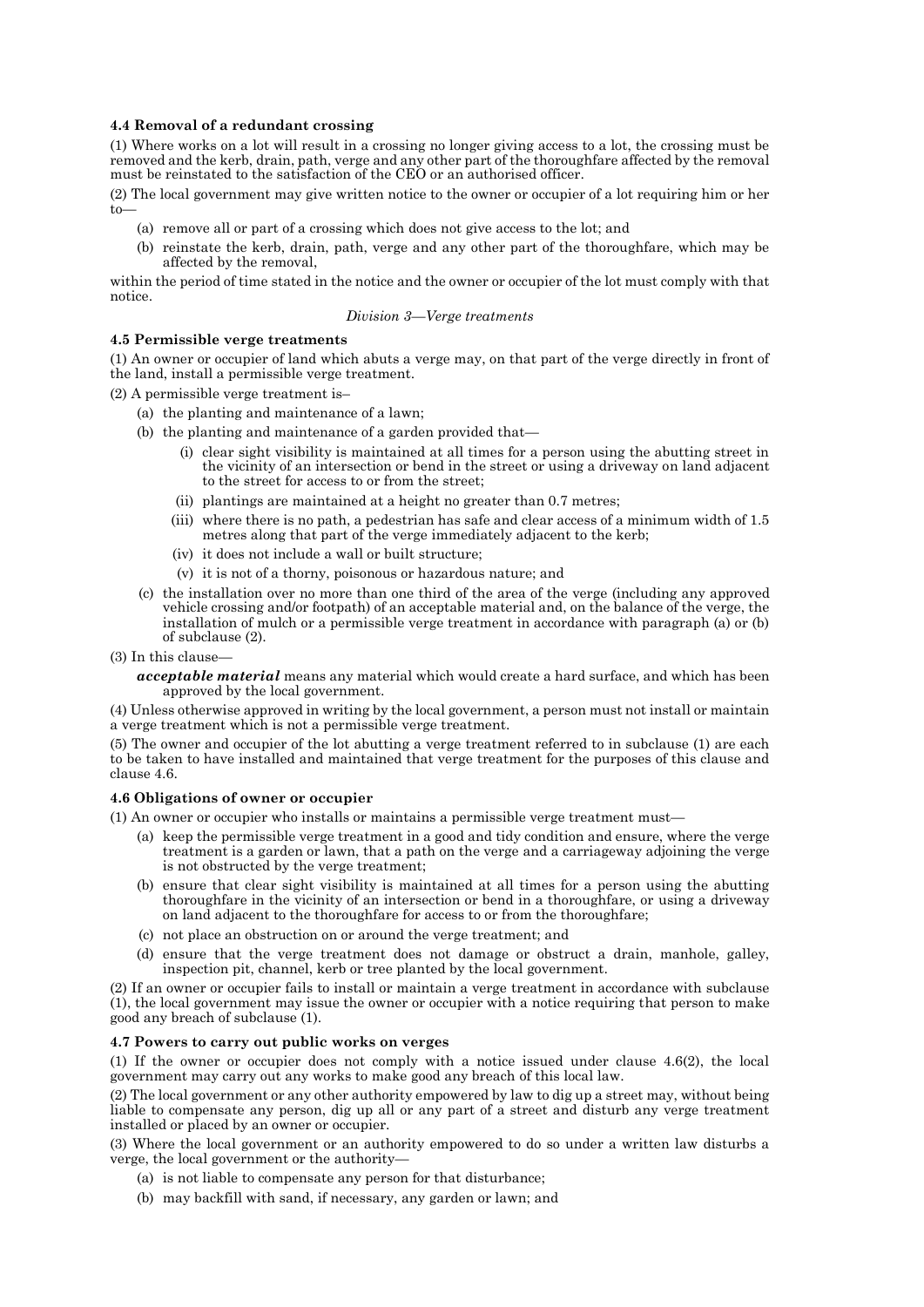**4.4 Removal of a redundant crossing**

(1) Where works on a lot will result in a crossing no longer giving access to a lot, the crossing must be removed and the kerb, drain, path, verge and any other part of the thoroughfare affected by the removal must be reinstated to the satisfaction of the CEO or an authorised officer.

(2) The local government may give written notice to the owner or occupier of a lot requiring him or her to—

- (a) remove all or part of a crossing which does not give access to the lot; and
- (b) reinstate the kerb, drain, path, verge and any other part of the thoroughfare, which may be affected by the removal,

within the period of time stated in the notice and the owner or occupier of the lot must comply with that notice.

*Division 3—Verge treatments*

**4.5 Permissible verge treatments**

(1) An owner or occupier of land which abuts a verge may, on that part of the verge directly in front of the land, install a permissible verge treatment.

(2) A permissible verge treatment is–

- (a) the planting and maintenance of a lawn;
- (b) the planting and maintenance of a garden provided that—
  - (i) clear sight visibility is maintained at all times for a person using the abutting street in the vicinity of an intersection or bend in the street or using a driveway on land adjacent to the street for access to or from the street;
  - (ii) plantings are maintained at a height no greater than 0.7 metres;
  - (iii) where there is no path, a pedestrian has safe and clear access of a minimum width of 1.5 metres along that part of the verge immediately adjacent to the kerb;
  - (iv) it does not include a wall or built structure;
  - (v) it is not of a thorny, poisonous or hazardous nature; and
- (c) the installation over no more than one third of the area of the verge (including any approved vehicle crossing and/or footpath) of an acceptable material and, on the balance of the verge, the installation of mulch or a permissible verge treatment in accordance with paragraph (a) or (b) of subclause (2).

(3) In this clause—

***acceptable material*** means any material which would create a hard surface, and which has been approved by the local government.

(4) Unless otherwise approved in writing by the local government, a person must not install or maintain a verge treatment which is not a permissible verge treatment.

(5) The owner and occupier of the lot abutting a verge treatment referred to in subclause (1) are each to be taken to have installed and maintained that verge treatment for the purposes of this clause and clause 4.6.

**4.6 Obligations of owner or occupier**

(1) An owner or occupier who installs or maintains a permissible verge treatment must—

- (a) keep the permissible verge treatment in a good and tidy condition and ensure, where the verge treatment is a garden or lawn, that a path on the verge and a carriageway adjoining the verge is not obstructed by the verge treatment;
- (b) ensure that clear sight visibility is maintained at all times for a person using the abutting thoroughfare in the vicinity of an intersection or bend in a thoroughfare, or using a driveway on land adjacent to the thoroughfare for access to or from the thoroughfare;
- (c) not place an obstruction on or around the verge treatment; and
- (d) ensure that the verge treatment does not damage or obstruct a drain, manhole, galley, inspection pit, channel, kerb or tree planted by the local government.

(2) If an owner or occupier fails to install or maintain a verge treatment in accordance with subclause (1), the local government may issue the owner or occupier with a notice requiring that person to make good any breach of subclause (1).

**4.7 Powers to carry out public works on verges**

(1) If the owner or occupier does not comply with a notice issued under clause 4.6(2), the local government may carry out any works to make good any breach of this local law.

(2) The local government or any other authority empowered by law to dig up a street may, without being liable to compensate any person, dig up all or any part of a street and disturb any verge treatment installed or placed by an owner or occupier.

(3) Where the local government or an authority empowered to do so under a written law disturbs a verge, the local government or the authority—

- (a) is not liable to compensate any person for that disturbance;
- (b) may backfill with sand, if necessary, any garden or lawn; and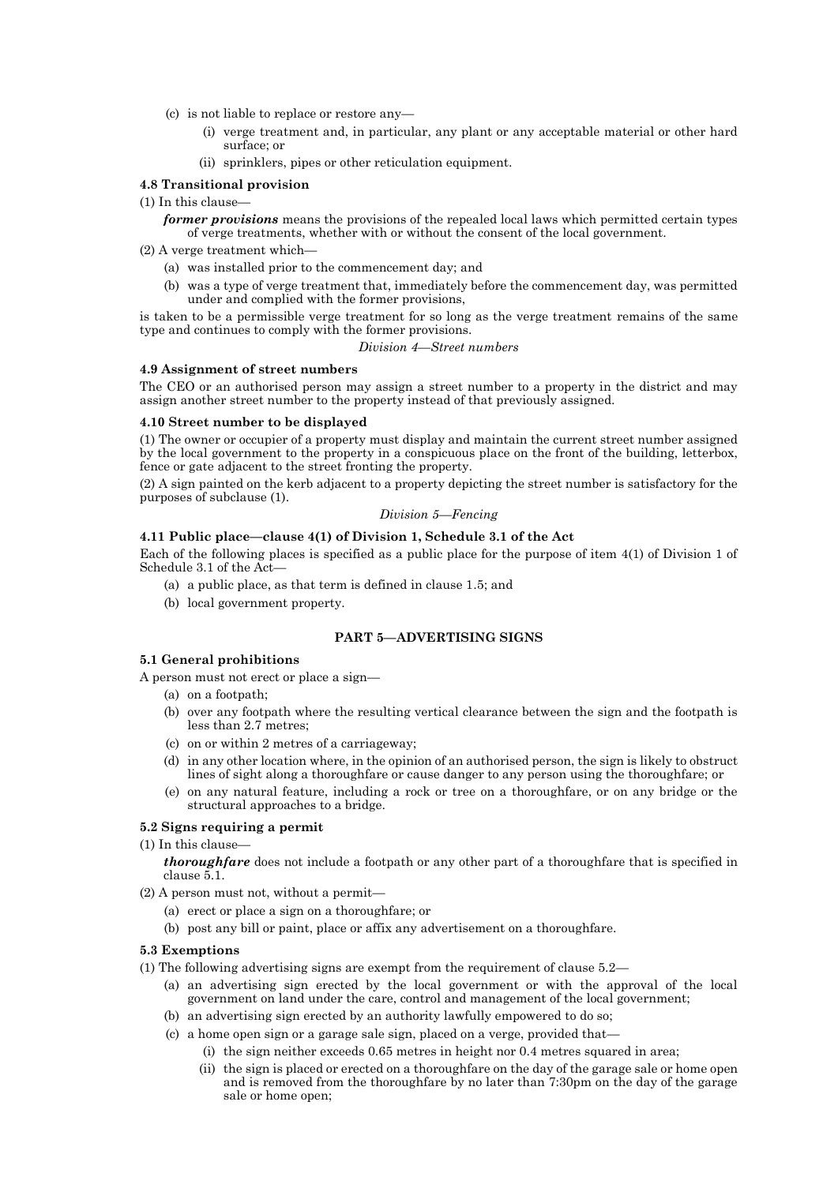(c) is not liable to replace or restore any—

(i) verge treatment and, in particular, any plant or any acceptable material or other hard surface; or

(ii) sprinklers, pipes or other reticulation equipment.

**4.8 Transitional provision**

(1) In this clause—

***former provisions*** means the provisions of the repealed local laws which permitted certain types of verge treatments, whether with or without the consent of the local government.

(2) A verge treatment which—

(a) was installed prior to the commencement day; and

(b) was a type of verge treatment that, immediately before the commencement day, was permitted under and complied with the former provisions,

is taken to be a permissible verge treatment for so long as the verge treatment remains of the same type and continues to comply with the former provisions.

*Division 4—Street numbers*

**4.9 Assignment of street numbers**

The CEO or an authorised person may assign a street number to a property in the district and may assign another street number to the property instead of that previously assigned.

**4.10 Street number to be displayed**

(1) The owner or occupier of a property must display and maintain the current street number assigned by the local government to the property in a conspicuous place on the front of the building, letterbox, fence or gate adjacent to the street fronting the property.

(2) A sign painted on the kerb adjacent to a property depicting the street number is satisfactory for the purposes of subclause (1).

*Division 5—Fencing*

**4.11 Public place—clause 4(1) of Division 1, Schedule 3.1 of the Act**

Each of the following places is specified as a public place for the purpose of item 4(1) of Division 1 of Schedule 3.1 of the Act—

(a) a public place, as that term is defined in clause 1.5; and

(b) local government property.

## PART 5—ADVERTISING SIGNS

**5.1 General prohibitions**

A person must not erect or place a sign—

(a) on a footpath;

(b) over any footpath where the resulting vertical clearance between the sign and the footpath is less than 2.7 metres;

(c) on or within 2 metres of a carriageway;

(d) in any other location where, in the opinion of an authorised person, the sign is likely to obstruct lines of sight along a thoroughfare or cause danger to any person using the thoroughfare; or

(e) on any natural feature, including a rock or tree on a thoroughfare, or on any bridge or the structural approaches to a bridge.

**5.2 Signs requiring a permit**

(1) In this clause—

***thoroughfare*** does not include a footpath or any other part of a thoroughfare that is specified in clause 5.1.

(2) A person must not, without a permit—

(a) erect or place a sign on a thoroughfare; or

(b) post any bill or paint, place or affix any advertisement on a thoroughfare.

**5.3 Exemptions**

(1) The following advertising signs are exempt from the requirement of clause 5.2—

(a) an advertising sign erected by the local government or with the approval of the local government on land under the care, control and management of the local government;

(b) an advertising sign erected by an authority lawfully empowered to do so;

(c) a home open sign or a garage sale sign, placed on a verge, provided that—

(i) the sign neither exceeds 0.65 metres in height nor 0.4 metres squared in area;

(ii) the sign is placed or erected on a thoroughfare on the day of the garage sale or home open and is removed from the thoroughfare by no later than 7:30pm on the day of the garage sale or home open;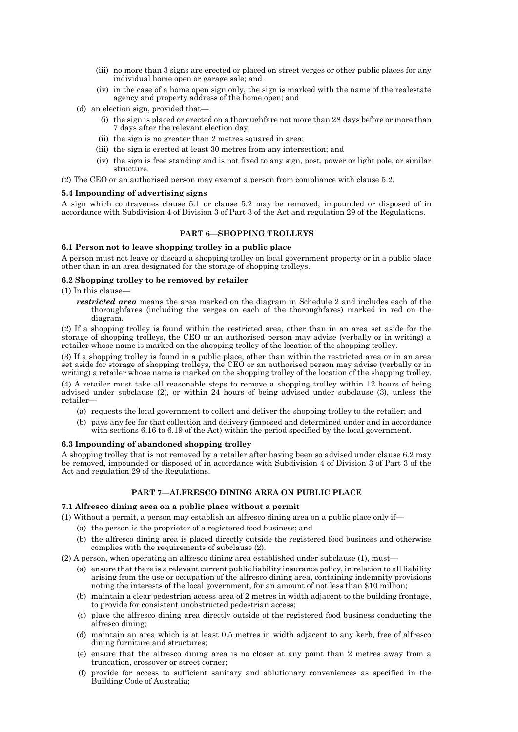- (iii) no more than 3 signs are erected or placed on street verges or other public places for any individual home open or garage sale; and
- (iv) in the case of a home open sign only, the sign is marked with the name of the realestate agency and property address of the home open; and

(d) an election sign, provided that—

- (i) the sign is placed or erected on a thoroughfare not more than 28 days before or more than 7 days after the relevant election day;
- (ii) the sign is no greater than 2 metres squared in area;
- (iii) the sign is erected at least 30 metres from any intersection; and
- (iv) the sign is free standing and is not fixed to any sign, post, power or light pole, or similar structure.

(2) The CEO or an authorised person may exempt a person from compliance with clause 5.2.

#### 5.4 Impounding of advertising signs

A sign which contravenes clause 5.1 or clause 5.2 may be removed, impounded or disposed of in accordance with Subdivision 4 of Division 3 of Part 3 of the Act and regulation 29 of the Regulations.

## PART 6—SHOPPING TROLLEYS

#### 6.1 Person not to leave shopping trolley in a public place

A person must not leave or discard a shopping trolley on local government property or in a public place other than in an area designated for the storage of shopping trolleys.

#### 6.2 Shopping trolley to be removed by retailer

(1) In this clause—

***restricted area*** means the area marked on the diagram in Schedule 2 and includes each of the thoroughfares (including the verges on each of the thoroughfares) marked in red on the diagram.

(2) If a shopping trolley is found within the restricted area, other than in an area set aside for the storage of shopping trolleys, the CEO or an authorised person may advise (verbally or in writing) a retailer whose name is marked on the shopping trolley of the location of the shopping trolley.

(3) If a shopping trolley is found in a public place, other than within the restricted area or in an area set aside for storage of shopping trolleys, the CEO or an authorised person may advise (verbally or in writing) a retailer whose name is marked on the shopping trolley of the location of the shopping trolley.

(4) A retailer must take all reasonable steps to remove a shopping trolley within 12 hours of being advised under subclause (2), or within 24 hours of being advised under subclause (3), unless the retailer—

- (a) requests the local government to collect and deliver the shopping trolley to the retailer; and
- (b) pays any fee for that collection and delivery (imposed and determined under and in accordance with sections 6.16 to 6.19 of the Act) within the period specified by the local government.

#### 6.3 Impounding of abandoned shopping trolley

A shopping trolley that is not removed by a retailer after having been so advised under clause 6.2 may be removed, impounded or disposed of in accordance with Subdivision 4 of Division 3 of Part 3 of the Act and regulation 29 of the Regulations.

## PART 7—ALFRESCO DINING AREA ON PUBLIC PLACE

#### 7.1 Alfresco dining area on a public place without a permit

(1) Without a permit, a person may establish an alfresco dining area on a public place only if—

- (a) the person is the proprietor of a registered food business; and
- (b) the alfresco dining area is placed directly outside the registered food business and otherwise complies with the requirements of subclause (2).

(2) A person, when operating an alfresco dining area established under subclause (1), must—

- (a) ensure that there is a relevant current public liability insurance policy, in relation to all liability arising from the use or occupation of the alfresco dining area, containing indemnity provisions noting the interests of the local government, for an amount of not less than $10 million;
- (b) maintain a clear pedestrian access area of 2 metres in width adjacent to the building frontage, to provide for consistent unobstructed pedestrian access;
- (c) place the alfresco dining area directly outside of the registered food business conducting the alfresco dining;
- (d) maintain an area which is at least 0.5 metres in width adjacent to any kerb, free of alfresco dining furniture and structures;
- (e) ensure that the alfresco dining area is no closer at any point than 2 metres away from a truncation, crossover or street corner;
- (f) provide for access to sufficient sanitary and ablutionary conveniences as specified in the Building Code of Australia;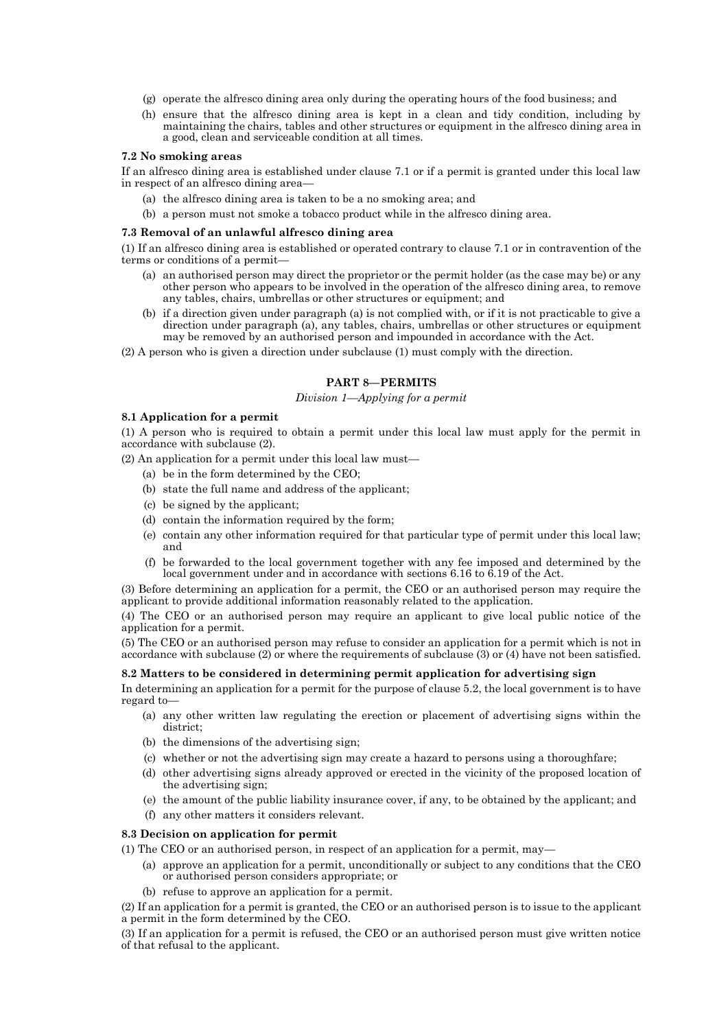(g) operate the alfresco dining area only during the operating hours of the food business; and

(h) ensure that the alfresco dining area is kept in a clean and tidy condition, including by maintaining the chairs, tables and other structures or equipment in the alfresco dining area in a good, clean and serviceable condition at all times.

**7.2 No smoking areas**

If an alfresco dining area is established under clause 7.1 or if a permit is granted under this local law in respect of an alfresco dining area—

(a) the alfresco dining area is taken to be a no smoking area; and

(b) a person must not smoke a tobacco product while in the alfresco dining area.

**7.3 Removal of an unlawful alfresco dining area**

(1) If an alfresco dining area is established or operated contrary to clause 7.1 or in contravention of the terms or conditions of a permit—

(a) an authorised person may direct the proprietor or the permit holder (as the case may be) or any other person who appears to be involved in the operation of the alfresco dining area, to remove any tables, chairs, umbrellas or other structures or equipment; and

(b) if a direction given under paragraph (a) is not complied with, or if it is not practicable to give a direction under paragraph (a), any tables, chairs, umbrellas or other structures or equipment may be removed by an authorised person and impounded in accordance with the Act.

(2) A person who is given a direction under subclause (1) must comply with the direction.

## PART 8—PERMITS

*Division 1—Applying for a permit*

**8.1 Application for a permit**

(1) A person who is required to obtain a permit under this local law must apply for the permit in accordance with subclause (2).

(2) An application for a permit under this local law must—

(a) be in the form determined by the CEO;

(b) state the full name and address of the applicant;

(c) be signed by the applicant;

(d) contain the information required by the form;

(e) contain any other information required for that particular type of permit under this local law; and

(f) be forwarded to the local government together with any fee imposed and determined by the local government under and in accordance with sections 6.16 to 6.19 of the Act.

(3) Before determining an application for a permit, the CEO or an authorised person may require the applicant to provide additional information reasonably related to the application.

(4) The CEO or an authorised person may require an applicant to give local public notice of the application for a permit.

(5) The CEO or an authorised person may refuse to consider an application for a permit which is not in accordance with subclause (2) or where the requirements of subclause (3) or (4) have not been satisfied.

**8.2 Matters to be considered in determining permit application for advertising sign**

In determining an application for a permit for the purpose of clause 5.2, the local government is to have regard to—

(a) any other written law regulating the erection or placement of advertising signs within the district;

(b) the dimensions of the advertising sign;

(c) whether or not the advertising sign may create a hazard to persons using a thoroughfare;

(d) other advertising signs already approved or erected in the vicinity of the proposed location of the advertising sign;

(e) the amount of the public liability insurance cover, if any, to be obtained by the applicant; and

(f) any other matters it considers relevant.

**8.3 Decision on application for permit**

(1) The CEO or an authorised person, in respect of an application for a permit, may—

(a) approve an application for a permit, unconditionally or subject to any conditions that the CEO or authorised person considers appropriate; or

(b) refuse to approve an application for a permit.

(2) If an application for a permit is granted, the CEO or an authorised person is to issue to the applicant a permit in the form determined by the CEO.

(3) If an application for a permit is refused, the CEO or an authorised person must give written notice of that refusal to the applicant.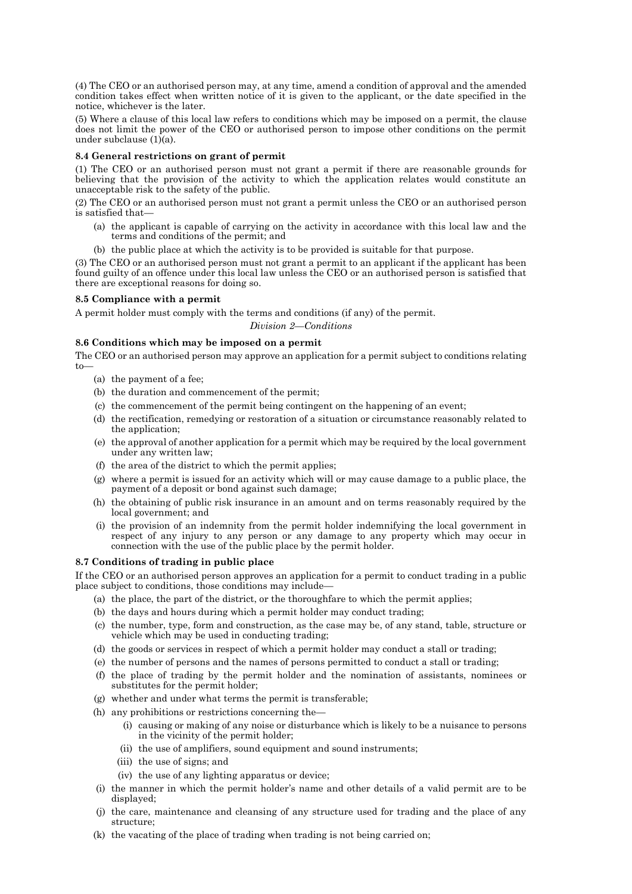(4) The CEO or an authorised person may, at any time, amend a condition of approval and the amended condition takes effect when written notice of it is given to the applicant, or the date specified in the notice, whichever is the later.

(5) Where a clause of this local law refers to conditions which may be imposed on a permit, the clause does not limit the power of the CEO or authorised person to impose other conditions on the permit under subclause (1)(a).

**8.4 General restrictions on grant of permit**

(1) The CEO or an authorised person must not grant a permit if there are reasonable grounds for believing that the provision of the activity to which the application relates would constitute an unacceptable risk to the safety of the public.

(2) The CEO or an authorised person must not grant a permit unless the CEO or an authorised person is satisfied that—

- (a) the applicant is capable of carrying on the activity in accordance with this local law and the terms and conditions of the permit; and
- (b) the public place at which the activity is to be provided is suitable for that purpose.

(3) The CEO or an authorised person must not grant a permit to an applicant if the applicant has been found guilty of an offence under this local law unless the CEO or an authorised person is satisfied that there are exceptional reasons for doing so.

**8.5 Compliance with a permit**

A permit holder must comply with the terms and conditions (if any) of the permit.

*Division 2—Conditions*

**8.6 Conditions which may be imposed on a permit**

The CEO or an authorised person may approve an application for a permit subject to conditions relating to—

- (a) the payment of a fee;
- (b) the duration and commencement of the permit;
- (c) the commencement of the permit being contingent on the happening of an event;
- (d) the rectification, remedying or restoration of a situation or circumstance reasonably related to the application;
- (e) the approval of another application for a permit which may be required by the local government under any written law;
- (f) the area of the district to which the permit applies;
- (g) where a permit is issued for an activity which will or may cause damage to a public place, the payment of a deposit or bond against such damage;
- (h) the obtaining of public risk insurance in an amount and on terms reasonably required by the local government; and
- (i) the provision of an indemnity from the permit holder indemnifying the local government in respect of any injury to any person or any damage to any property which may occur in connection with the use of the public place by the permit holder.

**8.7 Conditions of trading in public place**

If the CEO or an authorised person approves an application for a permit to conduct trading in a public place subject to conditions, those conditions may include—

- (a) the place, the part of the district, or the thoroughfare to which the permit applies;
- (b) the days and hours during which a permit holder may conduct trading;
- (c) the number, type, form and construction, as the case may be, of any stand, table, structure or vehicle which may be used in conducting trading;
- (d) the goods or services in respect of which a permit holder may conduct a stall or trading;
- (e) the number of persons and the names of persons permitted to conduct a stall or trading;
- (f) the place of trading by the permit holder and the nomination of assistants, nominees or substitutes for the permit holder;
- (g) whether and under what terms the permit is transferable;
- (h) any prohibitions or restrictions concerning the—
  - (i) causing or making of any noise or disturbance which is likely to be a nuisance to persons in the vicinity of the permit holder;
  - (ii) the use of amplifiers, sound equipment and sound instruments;
  - (iii) the use of signs; and
  - (iv) the use of any lighting apparatus or device;
- (i) the manner in which the permit holder's name and other details of a valid permit are to be displayed;
- (j) the care, maintenance and cleansing of any structure used for trading and the place of any structure;
- (k) the vacating of the place of trading when trading is not being carried on;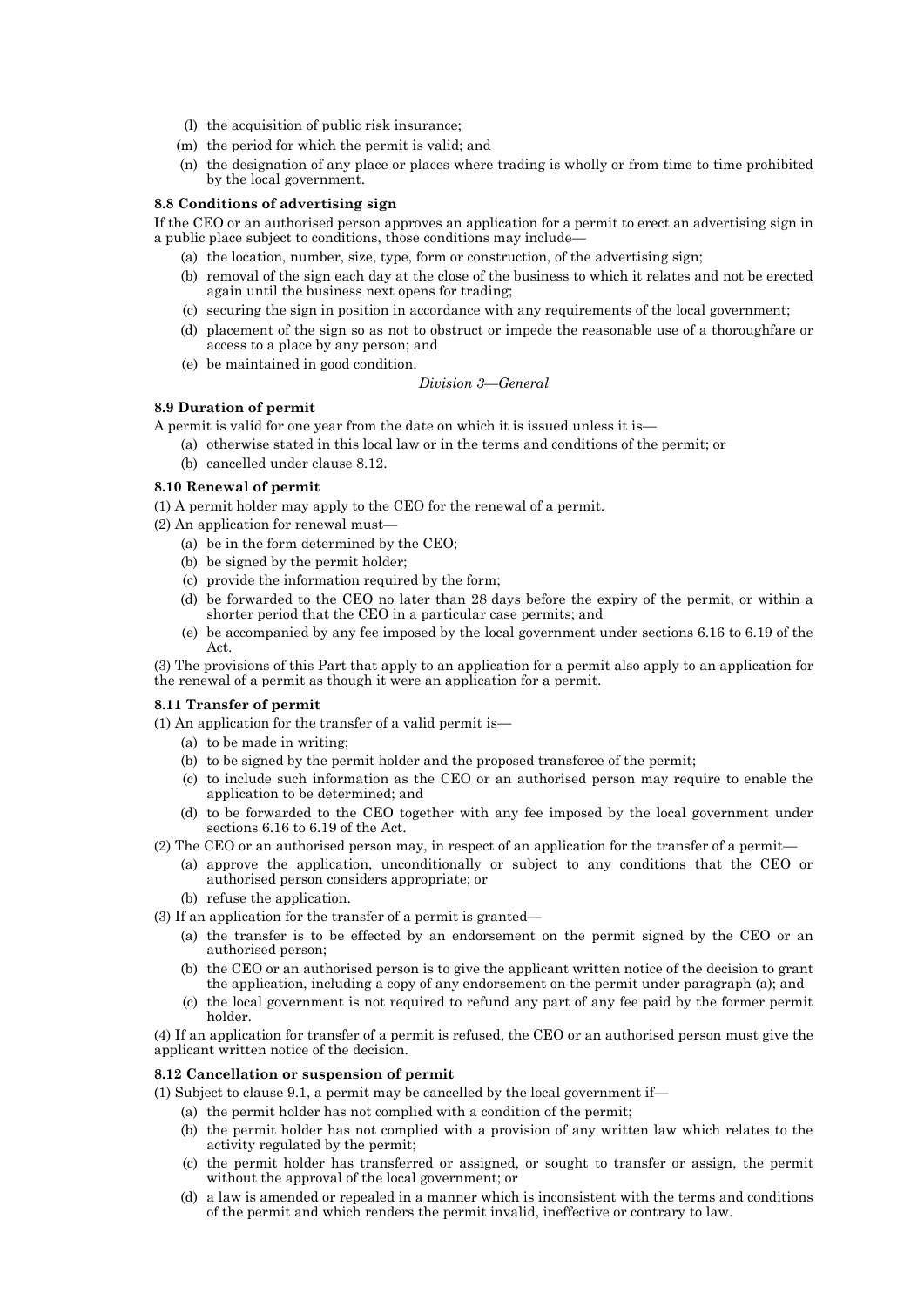(l) the acquisition of public risk insurance;

(m) the period for which the permit is valid; and

(n) the designation of any place or places where trading is wholly or from time to time prohibited by the local government.

#### 8.8 Conditions of advertising sign

If the CEO or an authorised person approves an application for a permit to erect an advertising sign in a public place subject to conditions, those conditions may include—

(a) the location, number, size, type, form or construction, of the advertising sign;

(b) removal of the sign each day at the close of the business to which it relates and not be erected again until the business next opens for trading;

(c) securing the sign in position in accordance with any requirements of the local government;

(d) placement of the sign so as not to obstruct or impede the reasonable use of a thoroughfare or access to a place by any person; and

(e) be maintained in good condition.

*Division 3—General*

#### 8.9 Duration of permit

A permit is valid for one year from the date on which it is issued unless it is—

(a) otherwise stated in this local law or in the terms and conditions of the permit; or

(b) cancelled under clause 8.12.

#### 8.10 Renewal of permit

(1) A permit holder may apply to the CEO for the renewal of a permit.

(2) An application for renewal must—

(a) be in the form determined by the CEO;

(b) be signed by the permit holder;

(c) provide the information required by the form;

(d) be forwarded to the CEO no later than 28 days before the expiry of the permit, or within a shorter period that the CEO in a particular case permits; and

(e) be accompanied by any fee imposed by the local government under sections 6.16 to 6.19 of the Act.

(3) The provisions of this Part that apply to an application for a permit also apply to an application for the renewal of a permit as though it were an application for a permit.

#### 8.11 Transfer of permit

(1) An application for the transfer of a valid permit is—

(a) to be made in writing;

(b) to be signed by the permit holder and the proposed transferee of the permit;

(c) to include such information as the CEO or an authorised person may require to enable the application to be determined; and

(d) to be forwarded to the CEO together with any fee imposed by the local government under sections 6.16 to 6.19 of the Act.

(2) The CEO or an authorised person may, in respect of an application for the transfer of a permit—

(a) approve the application, unconditionally or subject to any conditions that the CEO or authorised person considers appropriate; or

(b) refuse the application.

(3) If an application for the transfer of a permit is granted—

(a) the transfer is to be effected by an endorsement on the permit signed by the CEO or an authorised person;

(b) the CEO or an authorised person is to give the applicant written notice of the decision to grant the application, including a copy of any endorsement on the permit under paragraph (a); and

(c) the local government is not required to refund any part of any fee paid by the former permit holder.

(4) If an application for transfer of a permit is refused, the CEO or an authorised person must give the applicant written notice of the decision.

#### 8.12 Cancellation or suspension of permit

(1) Subject to clause 9.1, a permit may be cancelled by the local government if—

(a) the permit holder has not complied with a condition of the permit;

(b) the permit holder has not complied with a provision of any written law which relates to the activity regulated by the permit;

(c) the permit holder has transferred or assigned, or sought to transfer or assign, the permit without the approval of the local government; or

(d) a law is amended or repealed in a manner which is inconsistent with the terms and conditions of the permit and which renders the permit invalid, ineffective or contrary to law.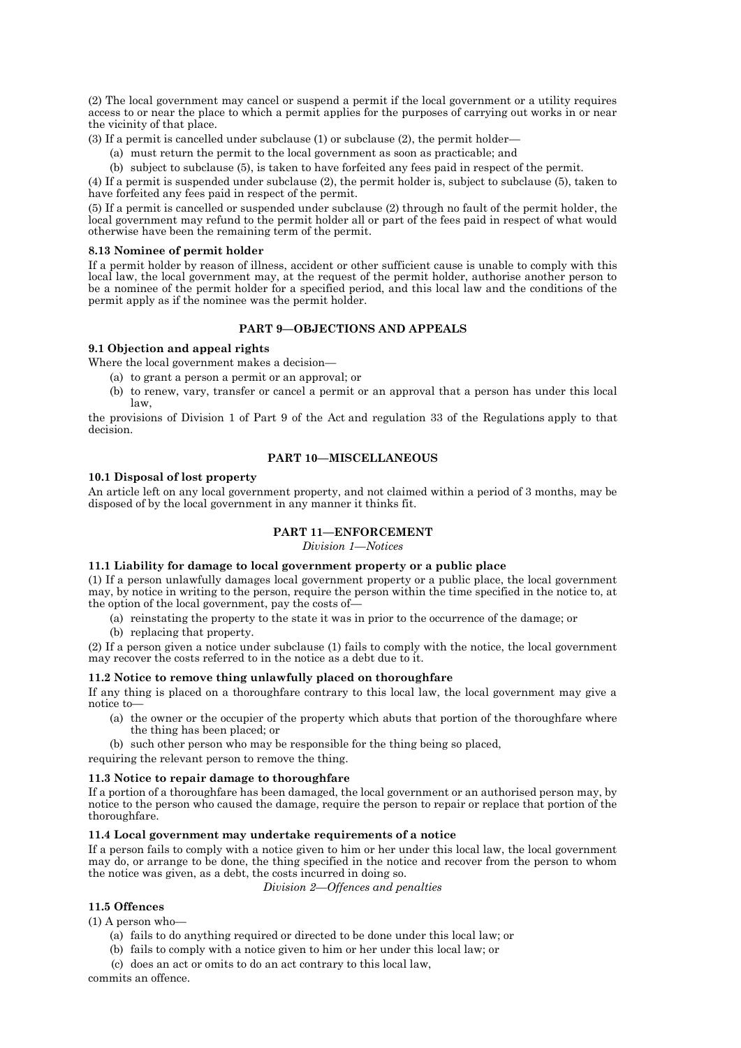(2) The local government may cancel or suspend a permit if the local government or a utility requires access to or near the place to which a permit applies for the purposes of carrying out works in or near the vicinity of that place.

(3) If a permit is cancelled under subclause (1) or subclause (2), the permit holder—

(a) must return the permit to the local government as soon as practicable; and

(b) subject to subclause (5), is taken to have forfeited any fees paid in respect of the permit.

(4) If a permit is suspended under subclause (2), the permit holder is, subject to subclause (5), taken to have forfeited any fees paid in respect of the permit.

(5) If a permit is cancelled or suspended under subclause (2) through no fault of the permit holder, the local government may refund to the permit holder all or part of the fees paid in respect of what would otherwise have been the remaining term of the permit.

**8.13 Nominee of permit holder**

If a permit holder by reason of illness, accident or other sufficient cause is unable to comply with this local law, the local government may, at the request of the permit holder, authorise another person to be a nominee of the permit holder for a specified period, and this local law and the conditions of the permit apply as if the nominee was the permit holder.

## PART 9—OBJECTIONS AND APPEALS

**9.1 Objection and appeal rights**

Where the local government makes a decision—

(a) to grant a person a permit or an approval; or

(b) to renew, vary, transfer or cancel a permit or an approval that a person has under this local law,

the provisions of Division 1 of Part 9 of the Act and regulation 33 of the Regulations apply to that decision.

## PART 10—MISCELLANEOUS

**10.1 Disposal of lost property**

An article left on any local government property, and not claimed within a period of 3 months, may be disposed of by the local government in any manner it thinks fit.

## PART 11—ENFORCEMENT

*Division 1—Notices*

**11.1 Liability for damage to local government property or a public place**

(1) If a person unlawfully damages local government property or a public place, the local government may, by notice in writing to the person, require the person within the time specified in the notice to, at the option of the local government, pay the costs of—

(a) reinstating the property to the state it was in prior to the occurrence of the damage; or

(b) replacing that property.

(2) If a person given a notice under subclause (1) fails to comply with the notice, the local government may recover the costs referred to in the notice as a debt due to it.

**11.2 Notice to remove thing unlawfully placed on thoroughfare**

If any thing is placed on a thoroughfare contrary to this local law, the local government may give a notice to—

(a) the owner or the occupier of the property which abuts that portion of the thoroughfare where the thing has been placed; or

(b) such other person who may be responsible for the thing being so placed,

requiring the relevant person to remove the thing.

**11.3 Notice to repair damage to thoroughfare**

If a portion of a thoroughfare has been damaged, the local government or an authorised person may, by notice to the person who caused the damage, require the person to repair or replace that portion of the thoroughfare.

**11.4 Local government may undertake requirements of a notice**

If a person fails to comply with a notice given to him or her under this local law, the local government may do, or arrange to be done, the thing specified in the notice and recover from the person to whom the notice was given, as a debt, the costs incurred in doing so.

*Division 2—Offences and penalties*

**11.5 Offences**

(1) A person who—

(a) fails to do anything required or directed to be done under this local law; or

(b) fails to comply with a notice given to him or her under this local law; or

(c) does an act or omits to do an act contrary to this local law,

commits an offence.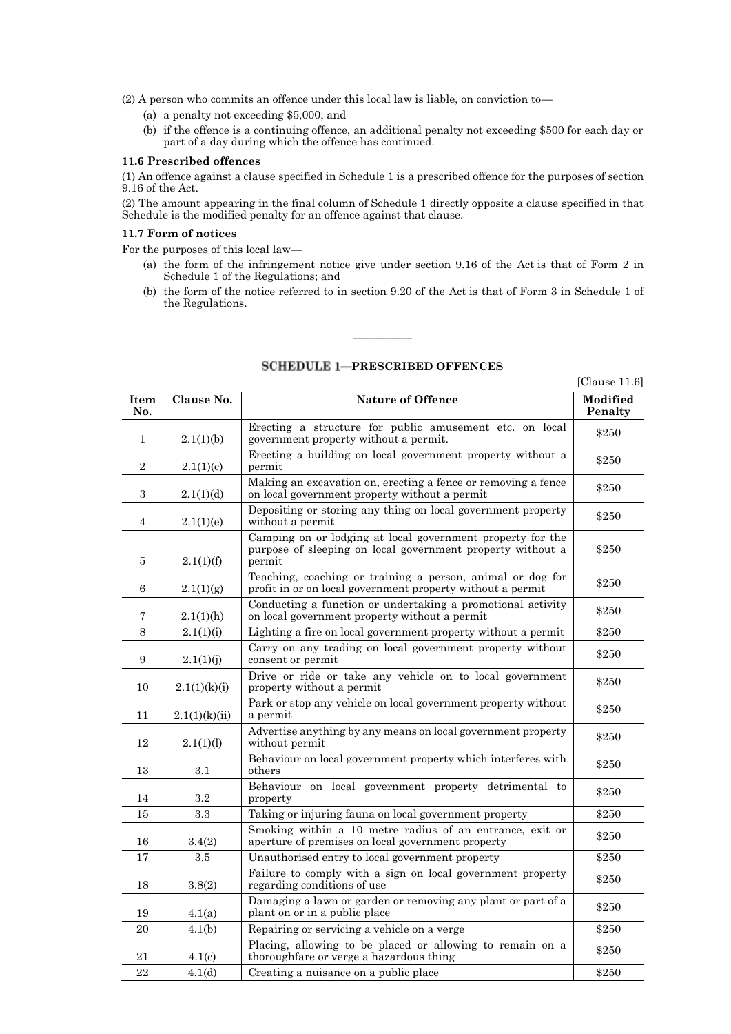(2) A person who commits an offence under this local law is liable, on conviction to—

(a) a penalty not exceeding $5,000; and

(b) if the offence is a continuing offence, an additional penalty not exceeding $500 for each day or part of a day during which the offence has continued.

### 11.6 Prescribed offences

(1) An offence against a clause specified in Schedule 1 is a prescribed offence for the purposes of section 9.16 of the Act.

(2) The amount appearing in the final column of Schedule 1 directly opposite a clause specified in that Schedule is the modified penalty for an offence against that clause.

### 11.7 Form of notices

For the purposes of this local law—

(a) the form of the infringement notice give under section 9.16 of the Act is that of Form 2 in Schedule 1 of the Regulations; and

(b) the form of the notice referred to in section 9.20 of the Act is that of Form 3 in Schedule 1 of the Regulations.

---

## SCHEDULE 1—PRESCRIBED OFFENCES

[Clause 11.6]

| Item No. | Clause No. | Nature of Offence | Modified Penalty |
|---|---|---|---|
| 1 | 2.1(1)(b) | Erecting a structure for public amusement etc. on local government property without a permit. | $250 |
| 2 | 2.1(1)(c) | Erecting a building on local government property without a permit | $250 |
| 3 | 2.1(1)(d) | Making an excavation on, erecting a fence or removing a fence on local government property without a permit | $250 |
| 4 | 2.1(1)(e) | Depositing or storing any thing on local government property without a permit | $250 |
| 5 | 2.1(1)(f) | Camping on or lodging at local government property for the purpose of sleeping on local government property without a permit | $250 |
| 6 | 2.1(1)(g) | Teaching, coaching or training a person, animal or dog for profit in or on local government property without a permit | $250 |
| 7 | 2.1(1)(h) | Conducting a function or undertaking a promotional activity on local government property without a permit | $250 |
| 8 | 2.1(1)(i) | Lighting a fire on local government property without a permit | $250 |
| 9 | 2.1(1)(j) | Carry on any trading on local government property without consent or permit | $250 |
| 10 | 2.1(1)(k)(i) | Drive or ride or take any vehicle on to local government property without a permit | $250 |
| 11 | 2.1(1)(k)(ii) | Park or stop any vehicle on local government property without a permit | $250 |
| 12 | 2.1(1)(l) | Advertise anything by any means on local government property without permit | $250 |
| 13 | 3.1 | Behaviour on local government property which interferes with others | $250 |
| 14 | 3.2 | Behaviour on local government property detrimental to property | $250 |
| 15 | 3.3 | Taking or injuring fauna on local government property | $250 |
| 16 | 3.4(2) | Smoking within a 10 metre radius of an entrance, exit or aperture of premises on local government property | $250 |
| 17 | 3.5 | Unauthorised entry to local government property | $250 |
| 18 | 3.8(2) | Failure to comply with a sign on local government property regarding conditions of use | $250 |
| 19 | 4.1(a) | Damaging a lawn or garden or removing any plant or part of a plant on or in a public place | $250 |
| 20 | 4.1(b) | Repairing or servicing a vehicle on a verge | $250 |
| 21 | 4.1(c) | Placing, allowing to be placed or allowing to remain on a thoroughfare or verge a hazardous thing | $250 |
| 22 | 4.1(d) | Creating a nuisance on a public place | $250 |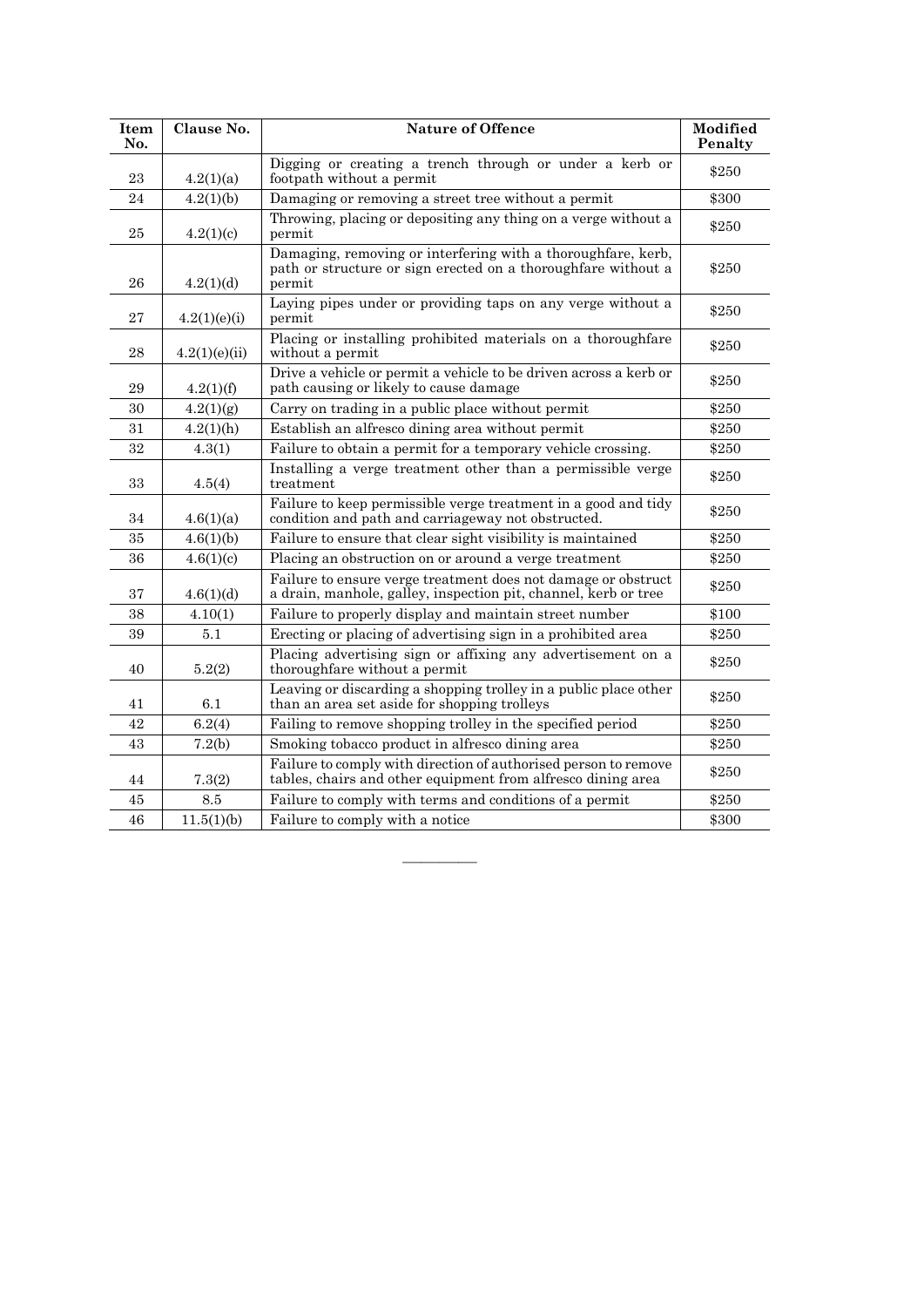| Item No. | Clause No. | Nature of Offence | Modified Penalty |
| --- | --- | --- | --- |
| 23 | 4.2(1)(a) | Digging or creating a trench through or under a kerb or footpath without a permit | $250 |
| 24 | 4.2(1)(b) | Damaging or removing a street tree without a permit | $300 |
| 25 | 4.2(1)(c) | Throwing, placing or depositing any thing on a verge without a permit | $250 |
| 26 | 4.2(1)(d) | Damaging, removing or interfering with a thoroughfare, kerb, path or structure or sign erected on a thoroughfare without a permit | $250 |
| 27 | 4.2(1)(e)(i) | Laying pipes under or providing taps on any verge without a permit | $250 |
| 28 | 4.2(1)(e)(ii) | Placing or installing prohibited materials on a thoroughfare without a permit | $250 |
| 29 | 4.2(1)(f) | Drive a vehicle or permit a vehicle to be driven across a kerb or path causing or likely to cause damage | $250 |
| 30 | 4.2(1)(g) | Carry on trading in a public place without permit | $250 |
| 31 | 4.2(1)(h) | Establish an alfresco dining area without permit | $250 |
| 32 | 4.3(1) | Failure to obtain a permit for a temporary vehicle crossing. | $250 |
| 33 | 4.5(4) | Installing a verge treatment other than a permissible verge treatment | $250 |
| 34 | 4.6(1)(a) | Failure to keep permissible verge treatment in a good and tidy condition and path and carriageway not obstructed. | $250 |
| 35 | 4.6(1)(b) | Failure to ensure that clear sight visibility is maintained | $250 |
| 36 | 4.6(1)(c) | Placing an obstruction on or around a verge treatment | $250 |
| 37 | 4.6(1)(d) | Failure to ensure verge treatment does not damage or obstruct a drain, manhole, galley, inspection pit, channel, kerb or tree | $250 |
| 38 | 4.10(1) | Failure to properly display and maintain street number | $100 |
| 39 | 5.1 | Erecting or placing of advertising sign in a prohibited area | $250 |
| 40 | 5.2(2) | Placing advertising sign or affixing any advertisement on a thoroughfare without a permit | $250 |
| 41 | 6.1 | Leaving or discarding a shopping trolley in a public place other than an area set aside for shopping trolleys | $250 |
| 42 | 6.2(4) | Failing to remove shopping trolley in the specified period | $250 |
| 43 | 7.2(b) | Smoking tobacco product in alfresco dining area | $250 |
| 44 | 7.3(2) | Failure to comply with direction of authorised person to remove tables, chairs and other equipment from alfresco dining area | $250 |
| 45 | 8.5 | Failure to comply with terms and conditions of a permit | $250 |
| 46 | 11.5(1)(b) | Failure to comply with a notice | $300 |

———————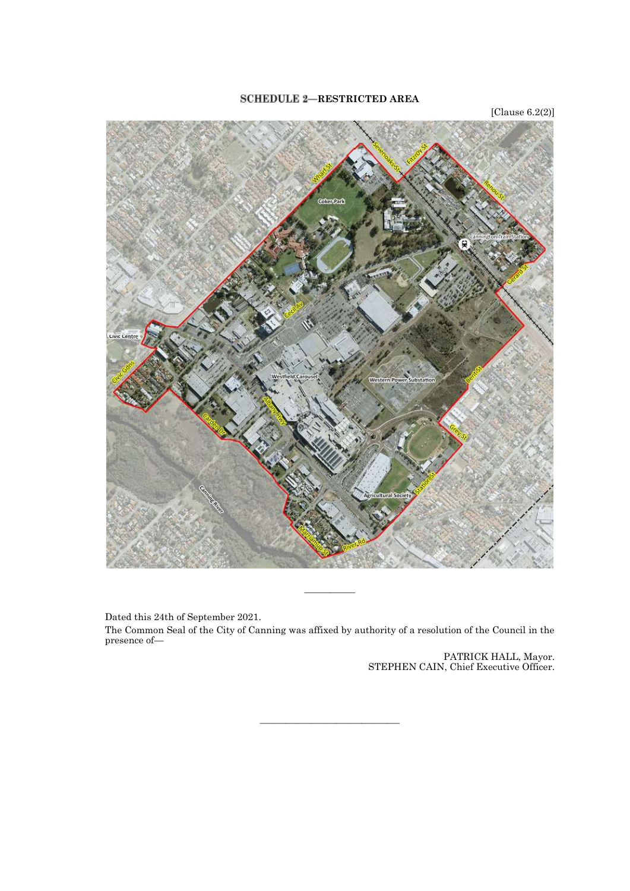## SCHEDULE 2—RESTRICTED AREA

[Clause 6.2(2)]

Sevenoaks St
Fitzroy St
Wharf St
Renou St
Coker Park
Cannington Train Station
Gerard St
Cecil Av
Civic Centre
Civic Gdns
Westfield Carousel
Western Power Substation
Bent St
Albany Hwy
Grey St
Garden Dr
Station St
Canning River
Agricultural Society
Marriamup St
River Rd

---

Dated this 24th of September 2021.

The Common Seal of the City of Canning was affixed by authority of a resolution of the Council in the presence of—

PATRICK HALL, Mayor.
STEPHEN CAIN, Chief Executive Officer.

---